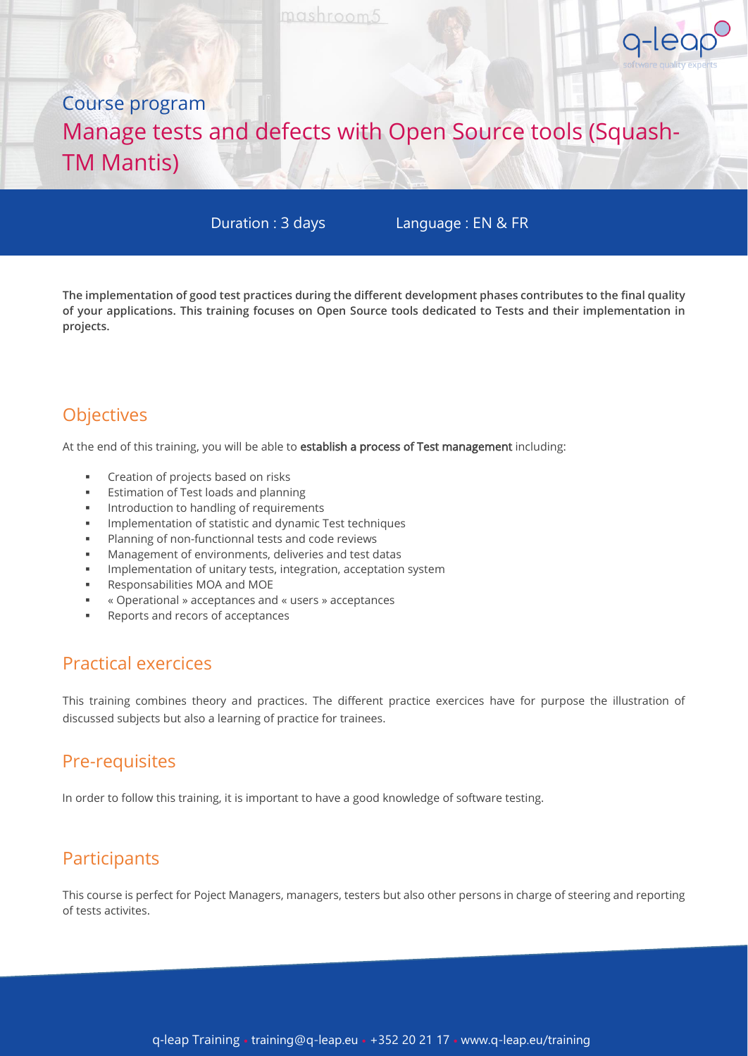Course program

# Manage tests and defects with Open Source tools (Squash-TM Mantis)

Duration : 3 days Language : EN & FR

**The implementation of good test practices during the different development phases contributes to the final quality of your applications. This training focuses on Open Source tools dedicated to Tests and their implementation in projects.**

## Objectives

At the end of this training, you will be able to **establish a process of Test management** including:

- Creation of projects based on risks
- Estimation of Test loads and planning
- Introduction to handling of requirements
- Implementation of statistic and dynamic Test techniques
- Planning of non-functionnal tests and code reviews
- Management of environments, deliveries and test datas
- Implementation of unitary tests, integration, acceptation system
- Responsabilities MOA and MOE
- « Operational » acceptances and « users » acceptances
- Reports and recors of acceptances

## Practical exercices

This training combines theory and practices. The different practice exercices have for purpose the illustration of discussed subjects but also a learning of practice for trainees.

## Pre-requisites

In order to follow this training, it is important to have a good knowledge of software testing.

## Participants

This course is perfect for Poject Managers, managers, testers but also other persons in charge of steering and reporting of tests activites.

q-leap Training • training@q-leap.eu • +352 20 21 17 • www.q-leap.eu/training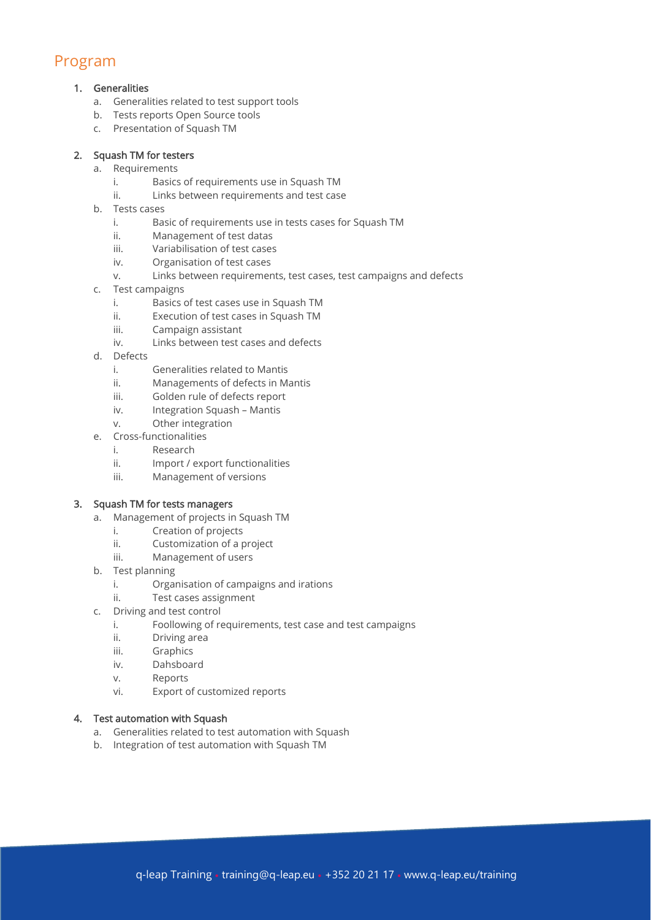# Program

1. **Generalities**
    a. Generalities related to test support tools
    b. Tests reports Open Source tools
    c. Presentation of Squash TM

2. **Squash TM for testers**
    a. Requirements
        i. Basics of requirements use in Squash TM
        ii. Links between requirements and test case
    b. Tests cases
        i. Basic of requirements use in tests cases for Squash TM
        ii. Management of test datas
        iii. Variabilisation of test cases
        iv. Organisation of test cases
        v. Links between requirements, test cases, test campaigns and defects
    c. Test campaigns
        i. Basics of test cases use in Squash TM
        ii. Execution of test cases in Squash TM
        iii. Campaign assistant
        iv. Links between test cases and defects
    d. Defects
        i. Generalities related to Mantis
        ii. Managements of defects in Mantis
        iii. Golden rule of defects report
        iv. Integration Squash – Mantis
        v. Other integration
    e. Cross-functionalities
        i. Research
        ii. Import / export functionalities
        iii. Management of versions

3. **Squash TM for tests managers**
    a. Management of projects in Squash TM
        i. Creation of projects
        ii. Customization of a project
        iii. Management of users
    b. Test planning
        i. Organisation of campaigns and irations
        ii. Test cases assignment
    c. Driving and test control
        i. Foollowing of requirements, test case and test campaigns
        ii. Driving area
        iii. Graphics
        iv. Dahsboard
        v. Reports
        vi. Export of customized reports

4. **Test automation with Squash**
    a. Generalities related to test automation with Squash
    b. Integration of test automation with Squash TM

q-leap Training • training@q-leap.eu • +352 20 21 17 • www.q-leap.eu/training